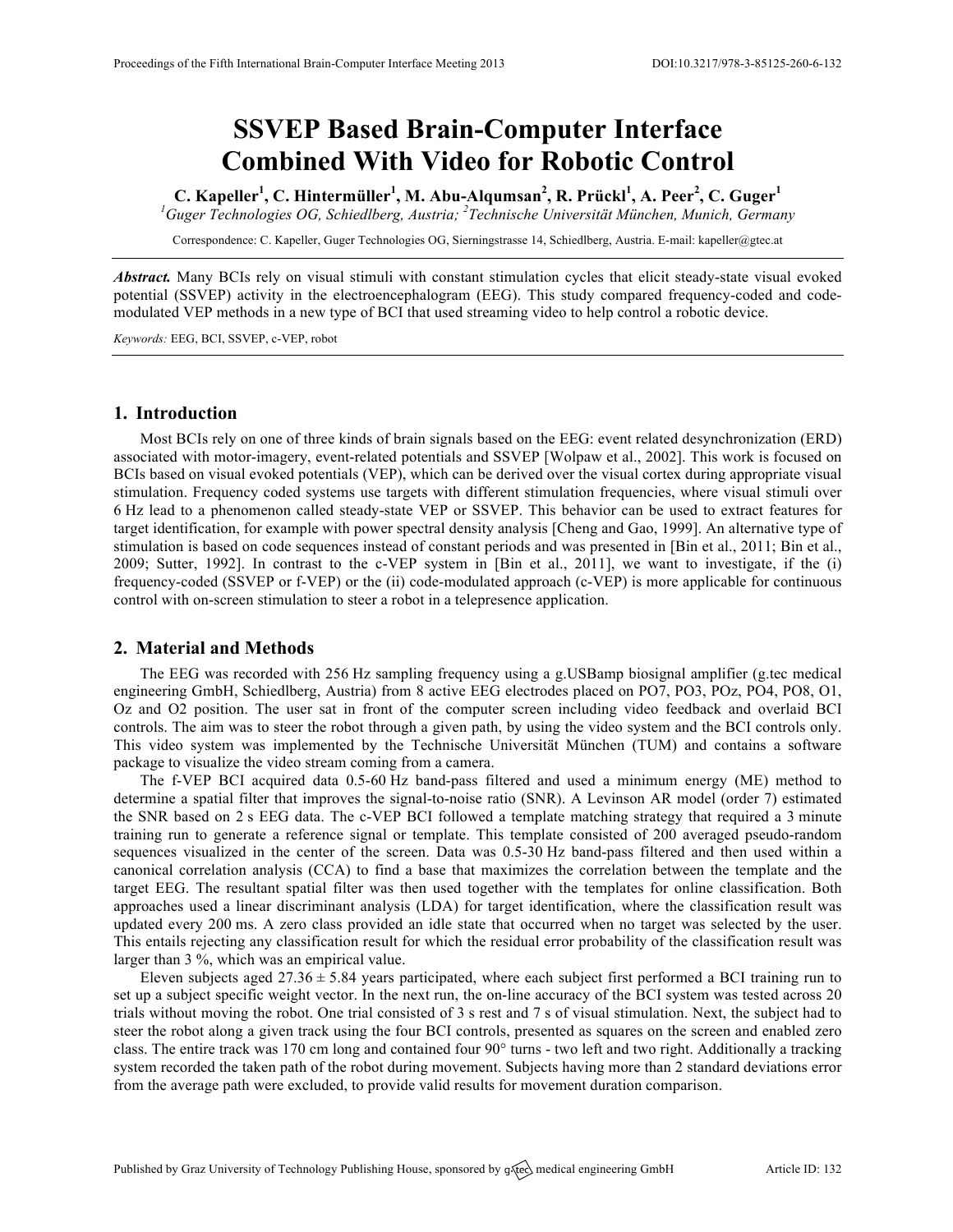# SSVEP Based Brain-Computer Interface Combined With Video for Robotic Control

**C. Kapeller[1], C. Hintermüller[1], M. Abu-Alqumsan[2], R. Prückl[1], A. Peer[2], C. Guger[1]**

*[1]Guger Technologies OG, Schiedlberg, Austria; [2]Technische Universität München, Munich, Germany*

Correspondence: C. Kapeller, Guger Technologies OG, Sierningstrasse 14, Schiedlberg, Austria. E-mail: kapeller@gtec.at

***Abstract.*** Many BCIs rely on visual stimuli with constant stimulation cycles that elicit steady-state visual evoked potential (SSVEP) activity in the electroencephalogram (EEG). This study compared frequency-coded and code-modulated VEP methods in a new type of BCI that used streaming video to help control a robotic device.

*Keywords:* EEG, BCI, SSVEP, c-VEP, robot

## 1. Introduction

Most BCIs rely on one of three kinds of brain signals based on the EEG: event related desynchronization (ERD) associated with motor-imagery, event-related potentials and SSVEP [Wolpaw et al., 2002]. This work is focused on BCIs based on visual evoked potentials (VEP), which can be derived over the visual cortex during appropriate visual stimulation. Frequency coded systems use targets with different stimulation frequencies, where visual stimuli over 6 Hz lead to a phenomenon called steady-state VEP or SSVEP. This behavior can be used to extract features for target identification, for example with power spectral density analysis [Cheng and Gao, 1999]. An alternative type of stimulation is based on code sequences instead of constant periods and was presented in [Bin et al., 2011; Bin et al., 2009; Sutter, 1992]. In contrast to the c-VEP system in [Bin et al., 2011], we want to investigate, if the (i) frequency-coded (SSVEP or f-VEP) or the (ii) code-modulated approach (c-VEP) is more applicable for continuous control with on-screen stimulation to steer a robot in a telepresence application.

## 2. Material and Methods

The EEG was recorded with 256 Hz sampling frequency using a g.USBamp biosignal amplifier (g.tec medical engineering GmbH, Schiedlberg, Austria) from 8 active EEG electrodes placed on PO7, PO3, POz, PO4, PO8, O1, Oz and O2 position. The user sat in front of the computer screen including video feedback and overlaid BCI controls. The aim was to steer the robot through a given path, by using the video system and the BCI controls only. This video system was implemented by the Technische Universität München (TUM) and contains a software package to visualize the video stream coming from a camera.

The f-VEP BCI acquired data 0.5-60 Hz band-pass filtered and used a minimum energy (ME) method to determine a spatial filter that improves the signal-to-noise ratio (SNR). A Levinson AR model (order 7) estimated the SNR based on 2 s EEG data. The c-VEP BCI followed a template matching strategy that required a 3 minute training run to generate a reference signal or template. This template consisted of 200 averaged pseudo-random sequences visualized in the center of the screen. Data was 0.5-30 Hz band-pass filtered and then used within a canonical correlation analysis (CCA) to find a base that maximizes the correlation between the template and the target EEG. The resultant spatial filter was then used together with the templates for online classification. Both approaches used a linear discriminant analysis (LDA) for target identification, where the classification result was updated every 200 ms. A zero class provided an idle state that occurred when no target was selected by the user. This entails rejecting any classification result for which the residual error probability of the classification result was larger than 3 %, which was an empirical value.

Eleven subjects aged 27.36 ± 5.84 years participated, where each subject first performed a BCI training run to set up a subject specific weight vector. In the next run, the on-line accuracy of the BCI system was tested across 20 trials without moving the robot. One trial consisted of 3 s rest and 7 s of visual stimulation. Next, the subject had to steer the robot along a given track using the four BCI controls, presented as squares on the screen and enabled zero class. The entire track was 170 cm long and contained four 90° turns - two left and two right. Additionally a tracking system recorded the taken path of the robot during movement. Subjects having more than 2 standard deviations error from the average path were excluded, to provide valid results for movement duration comparison.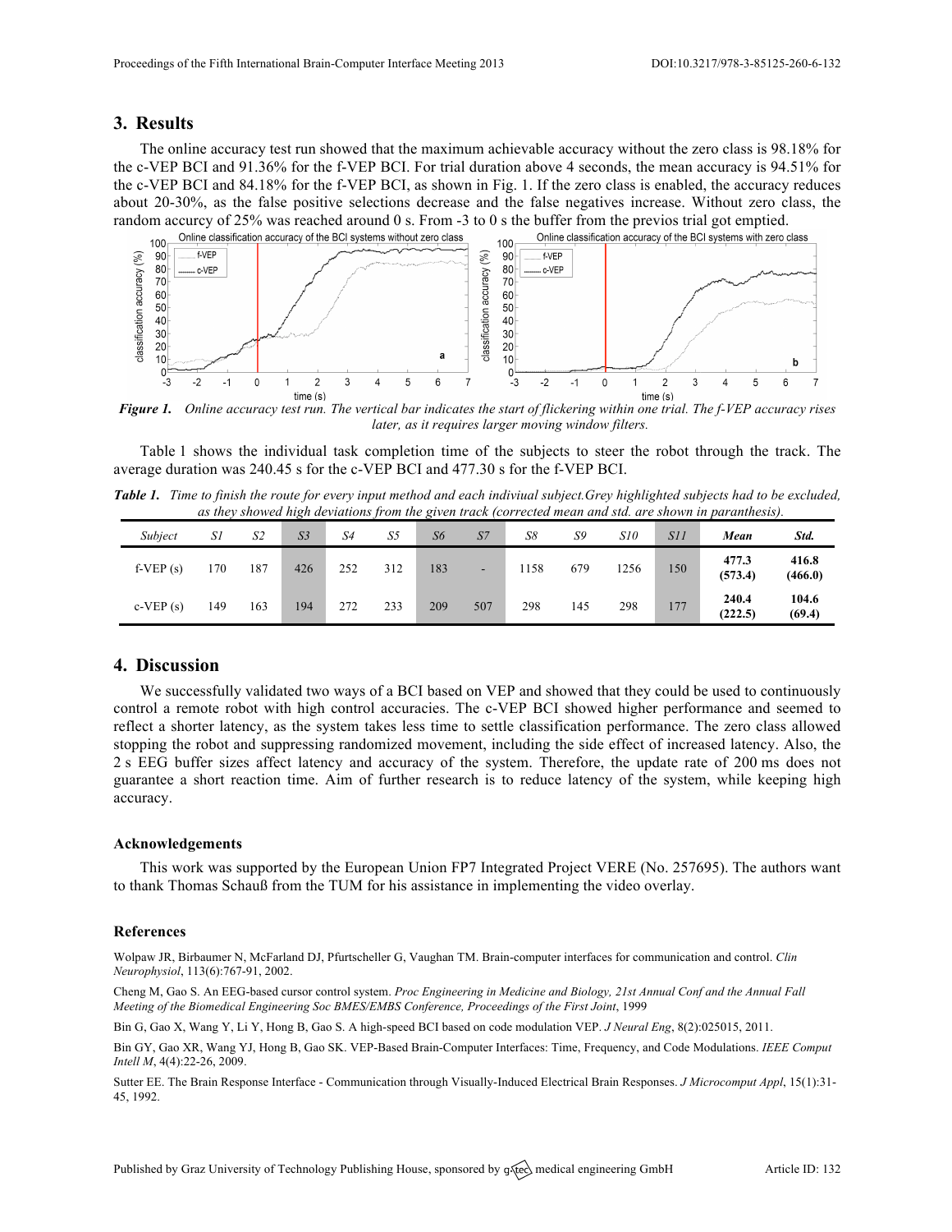## 3. Results

The online accuracy test run showed that the maximum achievable accuracy without the zero class is 98.18% for the c-VEP BCI and 91.36% for the f-VEP BCI. For trial duration above 4 seconds, the mean accuracy is 94.51% for the c-VEP BCI and 84.18% for the f-VEP BCI, as shown in Fig. 1. If the zero class is enabled, the accuracy reduces about 20-30%, as the false positive selections decrease and the false negatives increase. Without zero class, the random accurcy of 25% was reached around 0 s. From -3 to 0 s the buffer from the previos trial got emptied.

Online classification accuracy of the BCI systems without zero class

classification accuracy (%)

f-VEP

c-VEP

a

time (s)

Online classification accuracy of the BCI systems with zero class

classification accuracy (%)

f-VEP

c-VEP

b

time (s)

***Figure 1.*** *Online accuracy test run. The vertical bar indicates the start of flickering within one trial. The f-VEP accuracy rises later, as it requires larger moving window filters.*

Table 1 shows the individual task completion time of the subjects to steer the robot through the track. The average duration was 240.45 s for the c-VEP BCI and 477.30 s for the f-VEP BCI.

***Table 1.*** *Time to finish the route for every input method and each indiviual subject.Grey highlighted subjects had to be excluded, as they showed high deviations from the given track (corrected mean and std. are shown in paranthesis).*

| *Subject* | *S1* | *S2* | *S3* | *S4* | *S5* | *S6* | *S7* | *S8* | *S9* | *S10* | *S11* | ***Mean*** | ***Std.*** |
|---|---|---|---|---|---|---|---|---|---|---|---|---|---|
| f-VEP (s) | 170 | 187 | 426 | 252 | 312 | 183 | - | 1158 | 679 | 1256 | 150 | **477.3 (573.4)** | **416.8 (466.0)** |
| c-VEP (s) | 149 | 163 | 194 | 272 | 233 | 209 | 507 | 298 | 145 | 298 | 177 | **240.4 (222.5)** | **104.6 (69.4)** |

## 4. Discussion

We successfully validated two ways of a BCI based on VEP and showed that they could be used to continuously control a remote robot with high control accuracies. The c-VEP BCI showed higher performance and seemed to reflect a shorter latency, as the system takes less time to settle classification performance. The zero class allowed stopping the robot and suppressing randomized movement, including the side effect of increased latency. Also, the 2 s EEG buffer sizes affect latency and accuracy of the system. Therefore, the update rate of 200 ms does not guarantee a short reaction time. Aim of further research is to reduce latency of the system, while keeping high accuracy.

### Acknowledgements

This work was supported by the European Union FP7 Integrated Project VERE (No. 257695). The authors want to thank Thomas Schauß from the TUM for his assistance in implementing the video overlay.

### References

Wolpaw JR, Birbaumer N, McFarland DJ, Pfurtscheller G, Vaughan TM. Brain-computer interfaces for communication and control. *Clin Neurophysiol*, 113(6):767-91, 2002.

Cheng M, Gao S. An EEG-based cursor control system. *Proc Engineering in Medicine and Biology, 21st Annual Conf and the Annual Fall Meeting of the Biomedical Engineering Soc BMES/EMBS Conference, Proceedings of the First Joint*, 1999

Bin G, Gao X, Wang Y, Li Y, Hong B, Gao S. A high-speed BCI based on code modulation VEP. *J Neural Eng*, 8(2):025015, 2011.

Bin GY, Gao XR, Wang YJ, Hong B, Gao SK. VEP-Based Brain-Computer Interfaces: Time, Frequency, and Code Modulations. *IEEE Comput Intell M*, 4(4):22-26, 2009.

Sutter EE. The Brain Response Interface - Communication through Visually-Induced Electrical Brain Responses. *J Microcomput Appl*, 15(1):31-45, 1992.